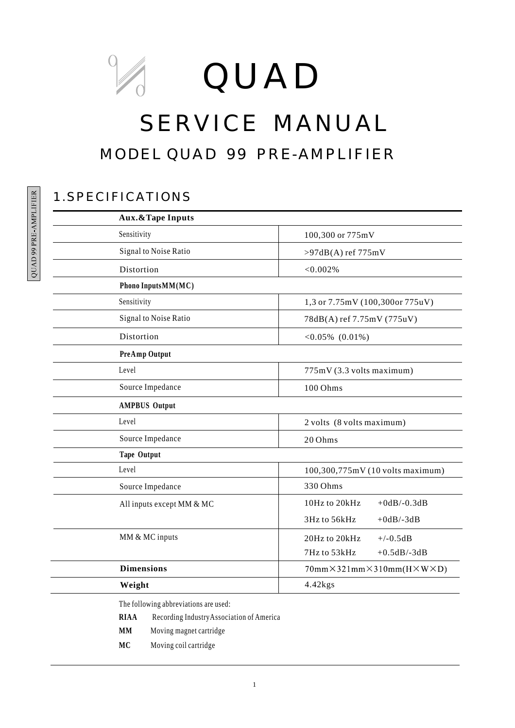# QUAD

# SERVICE MANUAL

## MODEL QUAD 99 PRE-AMPLIFIER

## 1.SPECIFICATIONS

| **Aux.&Tape Inputs** | |
|---|---|
| Sensitivity | 100,300 or 775mV |
| Signal to Noise Ratio | >97dB(A) ref 775mV |
| Distortion | <0.002% |
| **Phono InputsMM(MC)** | |
| Sensitivity | 1,3 or 7.75mV (100,300or 775uV) |
| Signal to Noise Ratio | 78dB(A) ref 7.75mV (775uV) |
| Distortion | <0.05% (0.01%) |
| **PreAmp Output** | |
| Level | 775mV (3.3 volts maximum) |
| Source Impedance | 100 Ohms |
| **AMPBUS Output** | |
| Level | 2 volts (8 volts maximum) |
| Source Impedance | 20 Ohms |
| **Tape Output** | |
| Level | 100,300,775mV (10 volts maximum) |
| Source Impedance | 330 Ohms |
| All inputs except MM & MC | 10Hz to 20kHz +0dB/-0.3dB<br>3Hz to 56kHz +0dB/-3dB |
| MM & MC inputs | 20Hz to 20kHz +/-0.5dB<br>7Hz to 53kHz +0.5dB/-3dB |
| **Dimensions** | 70mm×321mm×310mm(H×W×D) |
| **Weight** | 4.42kgs |

The following abbreviations are used:

**RIAA** Recording IndustryAssociation of America

**MM** Moving magnet cartridge

**MC** Moving coil cartridge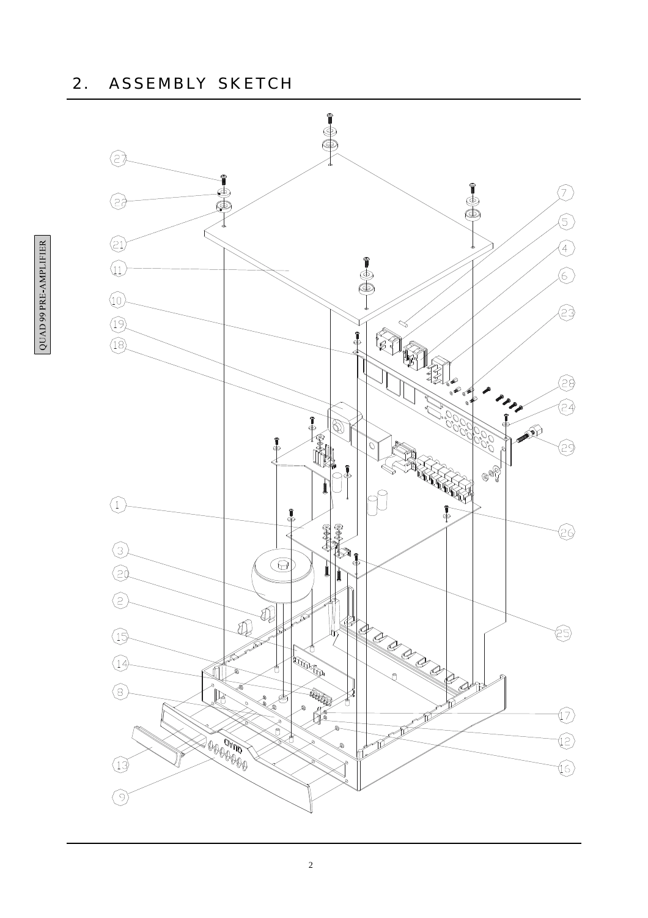## 2. ASSEMBLY SKETCH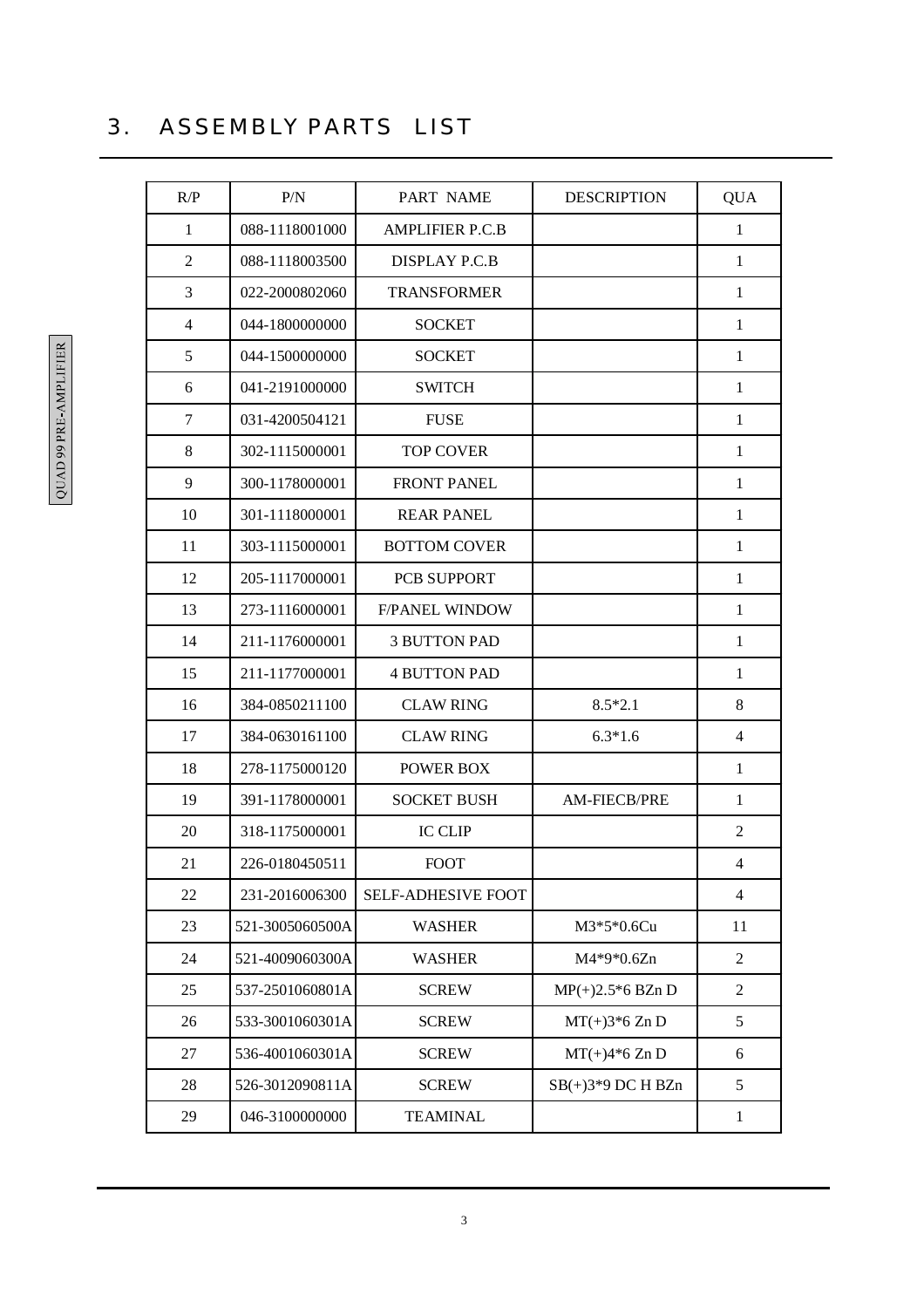# 3. ASSEMBLY PARTS LIST

| R/P | P/N | PART NAME | DESCRIPTION | QUA |
|---|---|---|---|---|
| 1 | 088-1118001000 | AMPLIFIER P.C.B | | 1 |
| 2 | 088-1118003500 | DISPLAY P.C.B | | 1 |
| 3 | 022-2000802060 | TRANSFORMER | | 1 |
| 4 | 044-1800000000 | SOCKET | | 1 |
| 5 | 044-1500000000 | SOCKET | | 1 |
| 6 | 041-2191000000 | SWITCH | | 1 |
| 7 | 031-4200504121 | FUSE | | 1 |
| 8 | 302-1115000001 | TOP COVER | | 1 |
| 9 | 300-1178000001 | FRONT PANEL | | 1 |
| 10 | 301-1118000001 | REAR PANEL | | 1 |
| 11 | 303-1115000001 | BOTTOM COVER | | 1 |
| 12 | 205-1117000001 | PCB SUPPORT | | 1 |
| 13 | 273-1116000001 | F/PANEL WINDOW | | 1 |
| 14 | 211-1176000001 | 3 BUTTON PAD | | 1 |
| 15 | 211-1177000001 | 4 BUTTON PAD | | 1 |
| 16 | 384-0850211100 | CLAW RING | 8.5*2.1 | 8 |
| 17 | 384-0630161100 | CLAW RING | 6.3*1.6 | 4 |
| 18 | 278-1175000120 | POWER BOX | | 1 |
| 19 | 391-1178000001 | SOCKET BUSH | AM-FIECB/PRE | 1 |
| 20 | 318-1175000001 | IC CLIP | | 2 |
| 21 | 226-0180450511 | FOOT | | 4 |
| 22 | 231-2016006300 | SELF-ADHESIVE FOOT | | 4 |
| 23 | 521-3005060500A | WASHER | M3*5*0.6Cu | 11 |
| 24 | 521-4009060300A | WASHER | M4*9*0.6Zn | 2 |
| 25 | 537-2501060801A | SCREW | MP(+)2.5*6 BZn D | 2 |
| 26 | 533-3001060301A | SCREW | MT(+)3*6 Zn D | 5 |
| 27 | 536-4001060301A | SCREW | MT(+)4*6 Zn D | 6 |
| 28 | 526-3012090811A | SCREW | SB(+)3*9 DC H BZn | 5 |
| 29 | 046-3100000000 | TEAMINAL | | 1 |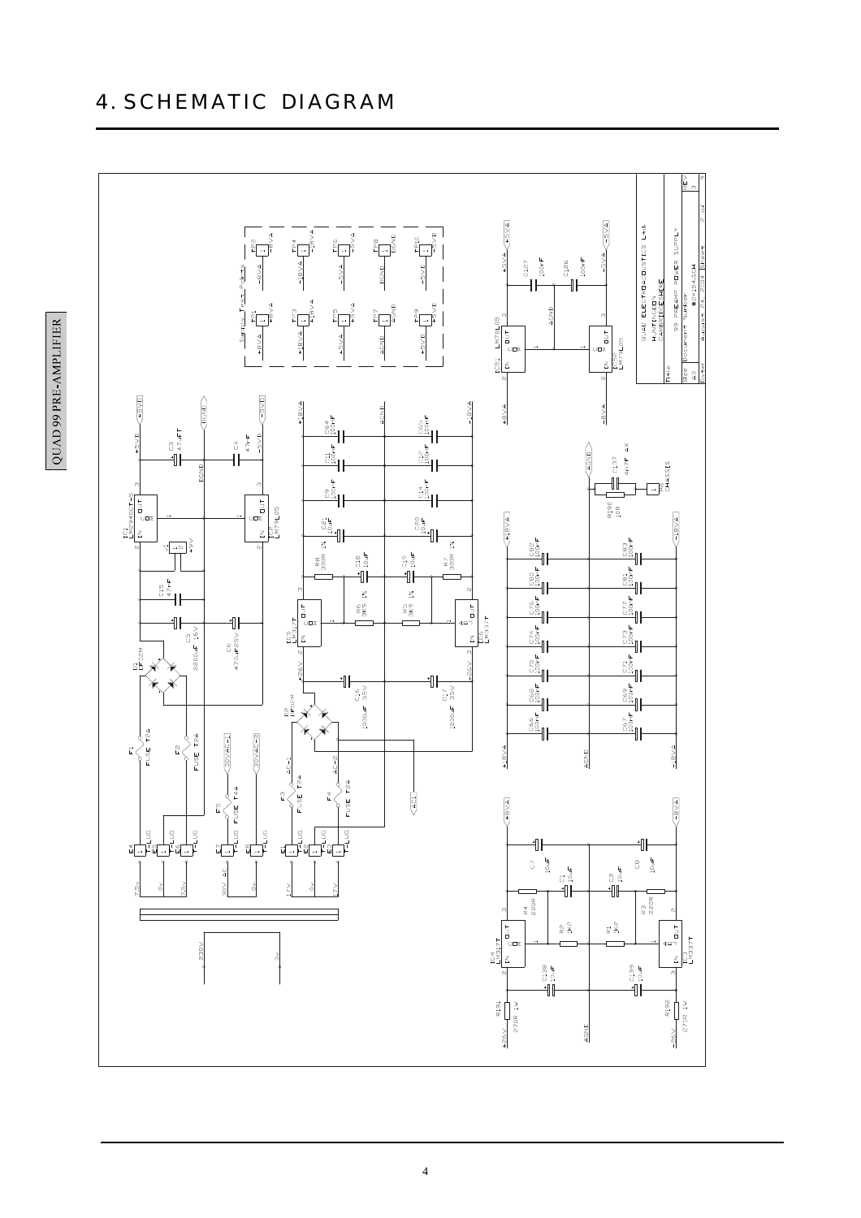# 4. SCHEMATIC DIAGRAM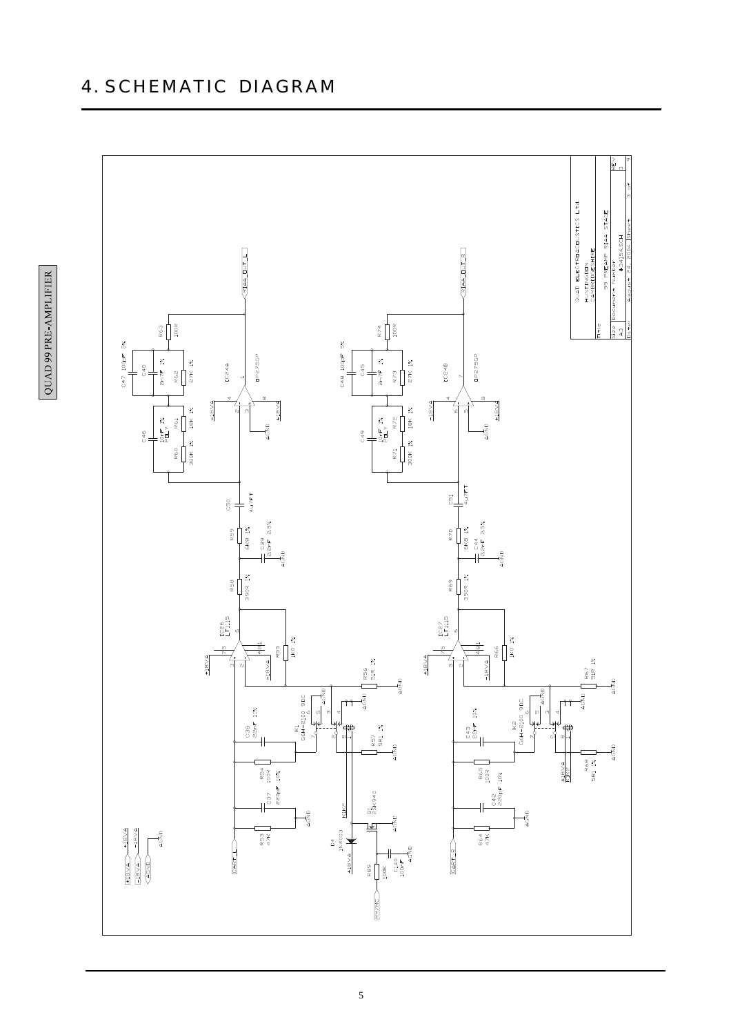# 4. SCHEMATIC DIAGRAM

| | |
|---|---|
| QUAD ELECTROACOUSTICS Ltd. HUNTINGDON CAMBRIDGESHIRE | |
| Title | 99 PREAMP RIAA STAGE |
| Size A3 | Document Number 4341545CH — REV 3 |
| Date | August 24, 2004 — Sheet 3 of 9 |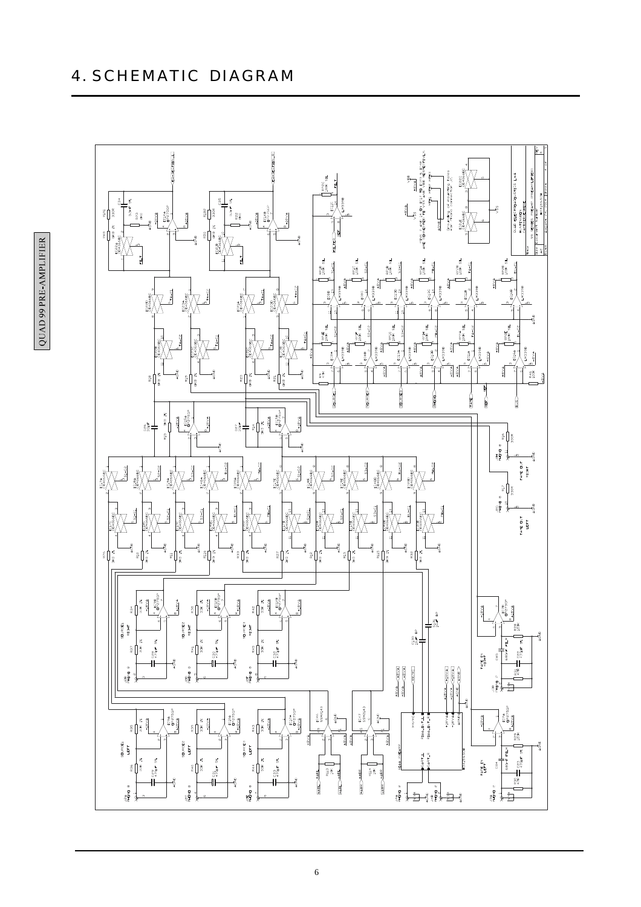# 4. SCHEMATIC DIAGRAM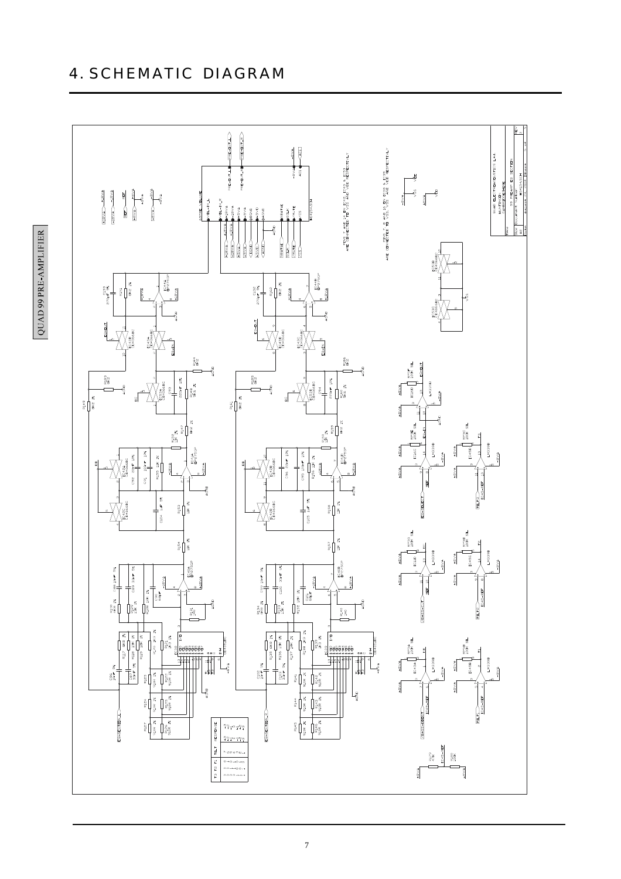# 4. SCHEMATIC DIAGRAM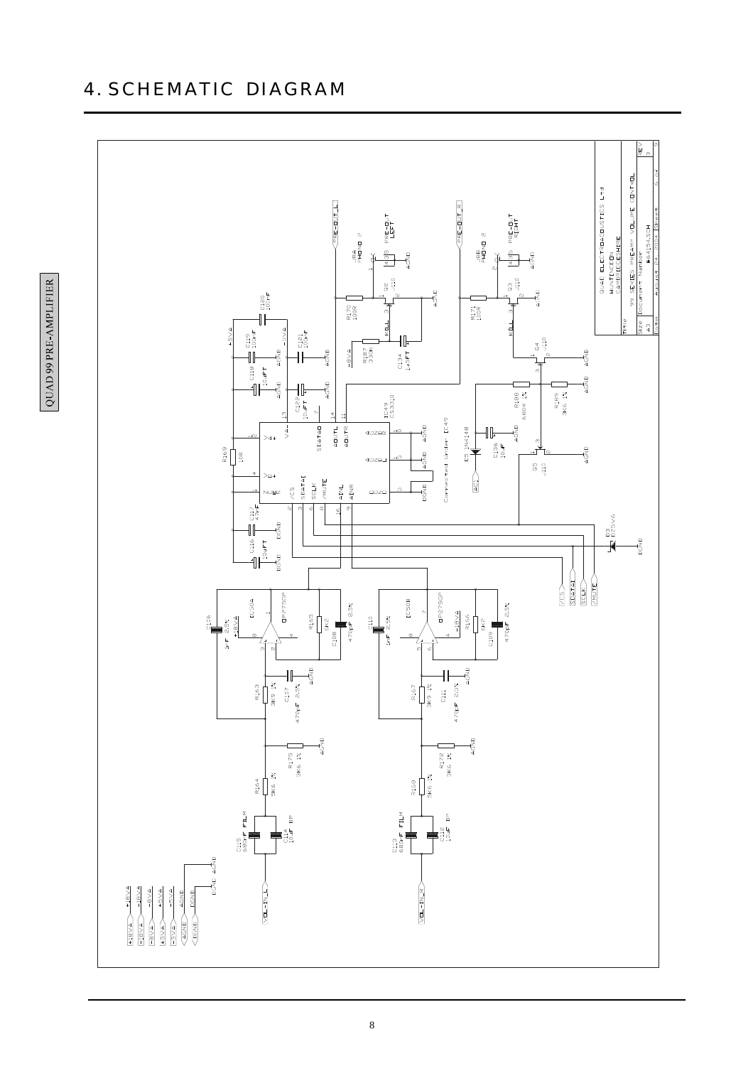# 4. SCHEMATIC DIAGRAM

QUAD ELECTROACOUSTICS Ltd
HUNTINGDON
CAMBRIDGESHIRE

| Title | 99 SERIES PREAMP VOLUME CONTROL | |
|---|---|---|
| Size | Document Number | REV |
| A3 | M64154SSH | 3 |
| Date | August 24, 2004 | Sheet 6 of 9 |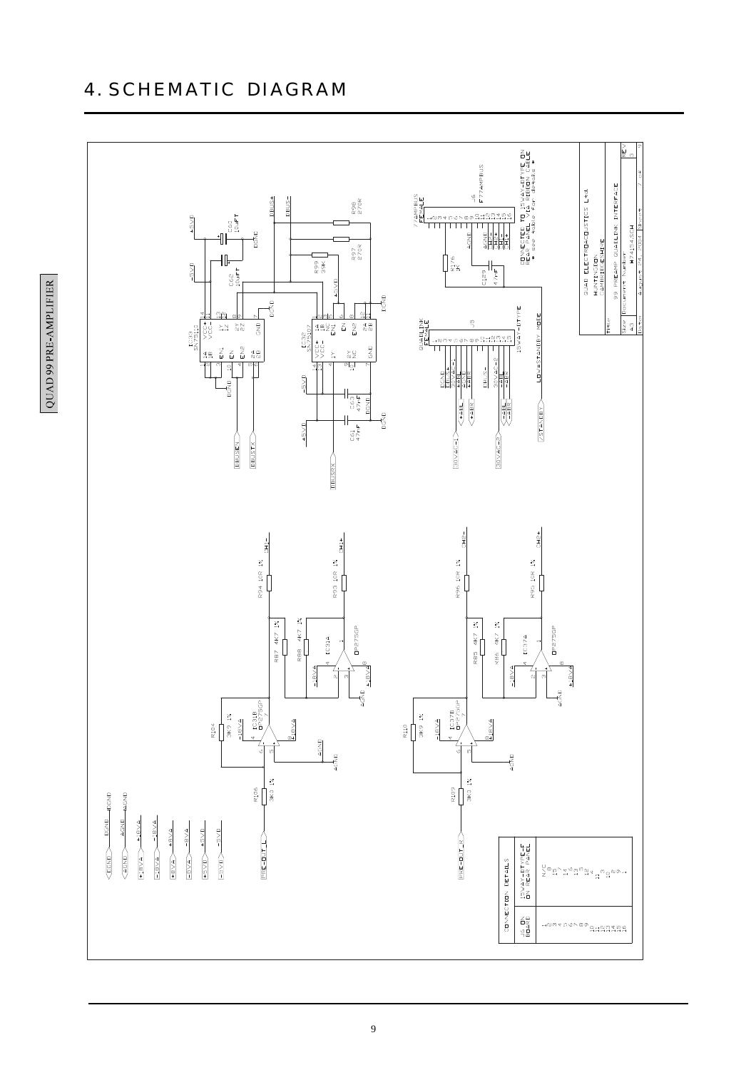# 4. SCHEMATIC DIAGRAM

QUAD 99 PRE-AMPLIFIER

QUAD ELECTROACOUSTICS Ltd.
HUNTINGDON
CAMBRIDGESHIRE

Title: 99 PREAMP QUADLINK INTERFACE

Size: A3 | Document Number: M74154SCH | REV: 3

Date: August 24, 2004 | Sheet 7 of 9

CONNECTED TO 15WAY-DTYPE ON REAR PANEL VIA RIBBON CABLE
* see table for details *

LOW=STANDBY MODE

CONNECTION DETAILS

| J6 ON BOARD | 15WAY-DTYPE-F ON REAR PANEL |
| --- | --- |
| 1 | N/C |
| 2 | 8 |
| 3 | 15 |
| 4 | 7 |
| 5 | 14 |
| 6 | 6 |
| 7 | 13 |
| 8 | 5 |
| 9 | 12 |
| 10 | 4 |
| 11 | 11 |
| 12 | 3 |
| 13 | 10 |
| 14 | 2 |
| 15 | 9 |
| 16 | 1 |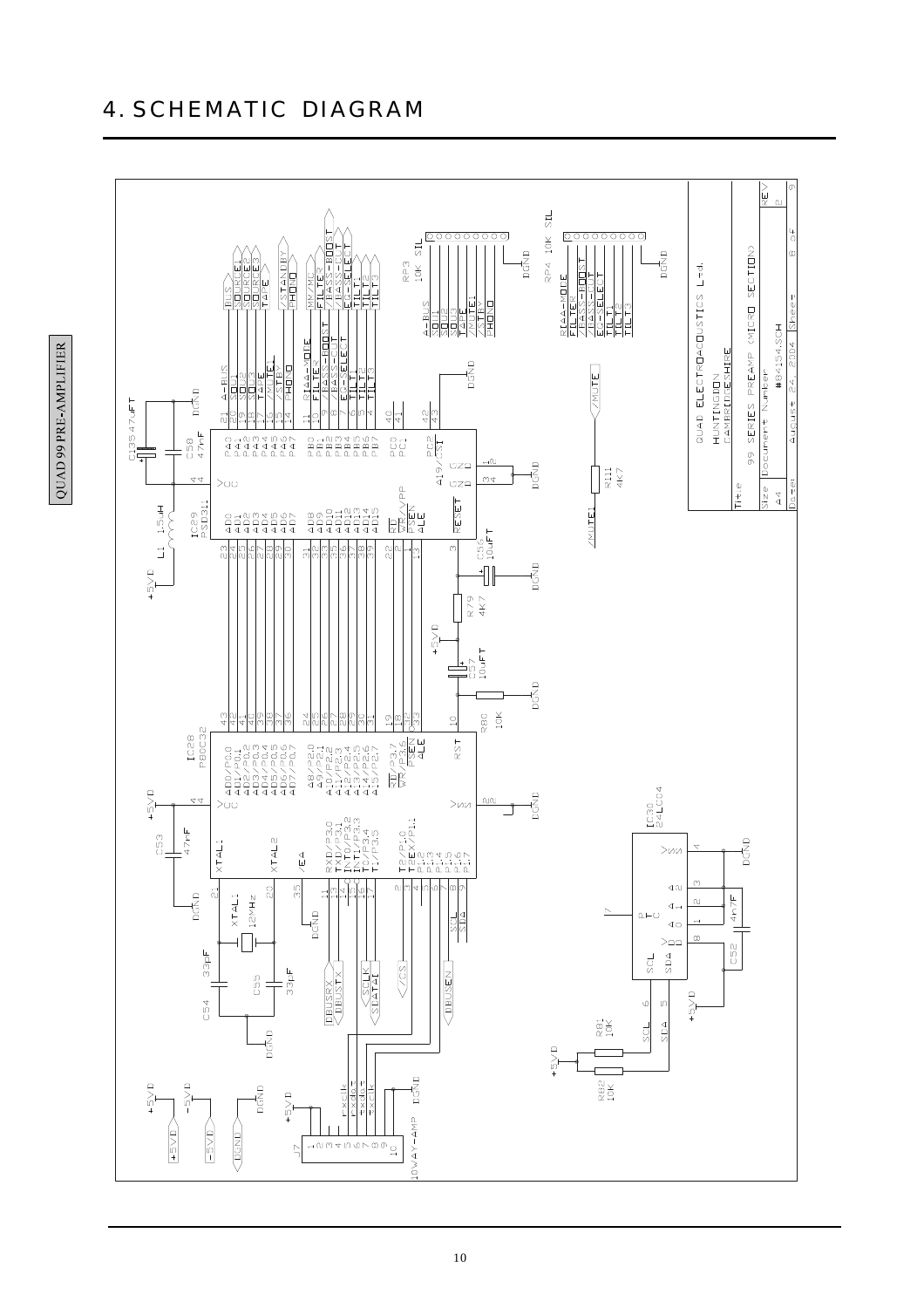# 4. SCHEMATIC DIAGRAM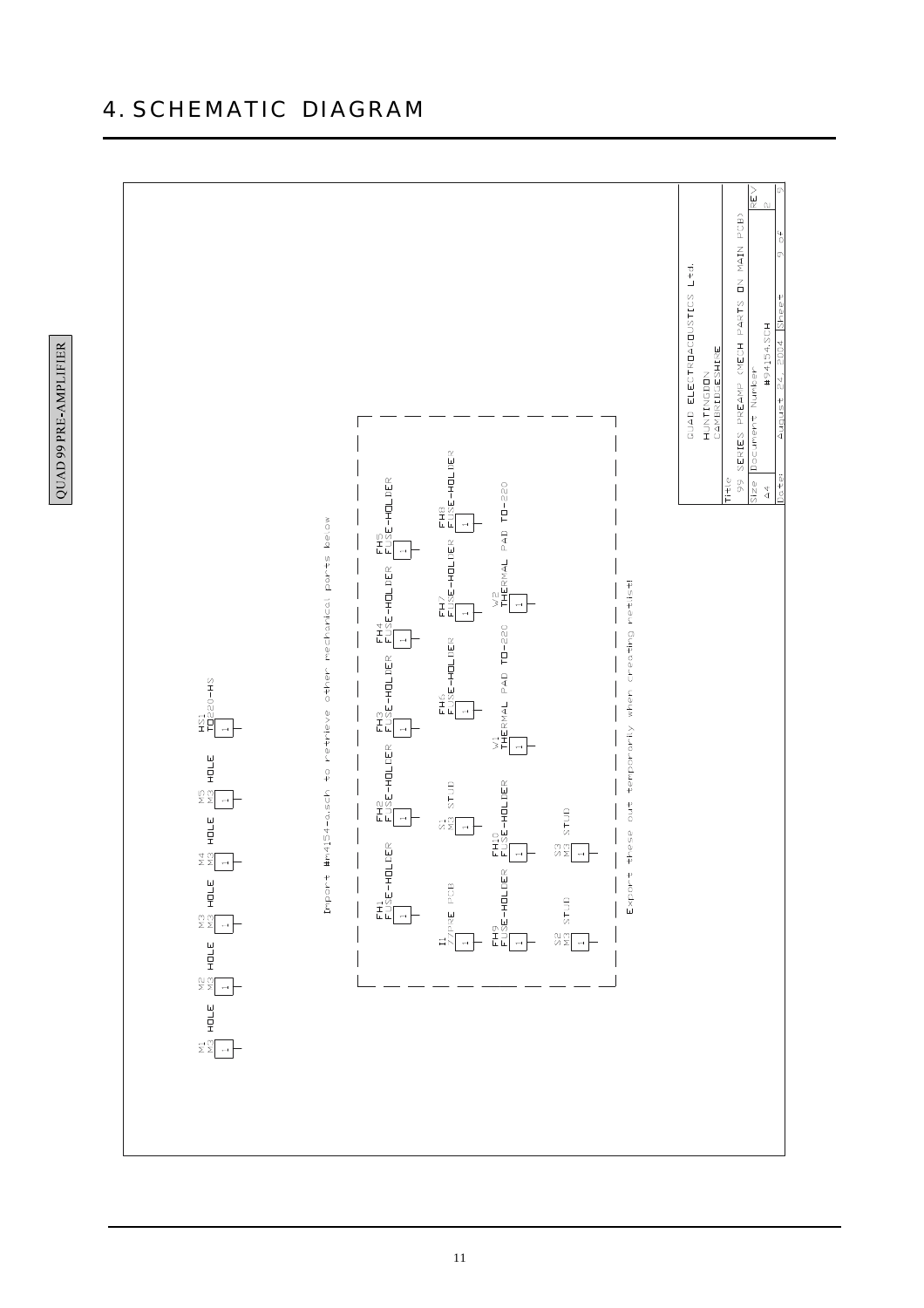# 4. SCHEMATIC DIAGRAM

M1 M3 HOLE 1

M2 M3 HOLE 1

M3 M3 HOLE 1

M4 M3 HOLE 1

M5 M3 HOLE 1

HS1 TO220-HS 1

Import #m4154-a.sch to retrieve other mechanical parts below

FH1 FUSE-HOLDER 1

FH2 FUSE-HOLDER 1

FH3 FUSE-HOLDER 1

FH4 FUSE-HOLDER 1

FH5 FUSE-HOLDER 1

I1 77/PRE PCB 1

S1 M3 STUD 1

FH6 FUSE-HOLDER 1

FH7 FUSE-HOLDER 1

FH8 FUSE-HOLDER 1

FH9 FUSE-HOLDER 1

FH10 FUSE-HOLDER 1

W1 THERMAL PAD TO-220 1

W2 THERMAL PAD TO-220 1

S2 M3 STUD 1

S3 M3 STUD 1

Export these out temporarily when creating netlist

| QUAD ELECTROACOUSTICS Ltd. HUNTINGDON CAMBRIDGESHIRE | | |
|---|---|---|
| Title: 99 SERIES PREAMP (MECH PARTS ON MAIN PCB) | | |
| Size: A4 | Document Number: #94154.SCH | REV: 2 |
| Date: August 24, 2004 | Sheet 9 of 9 | |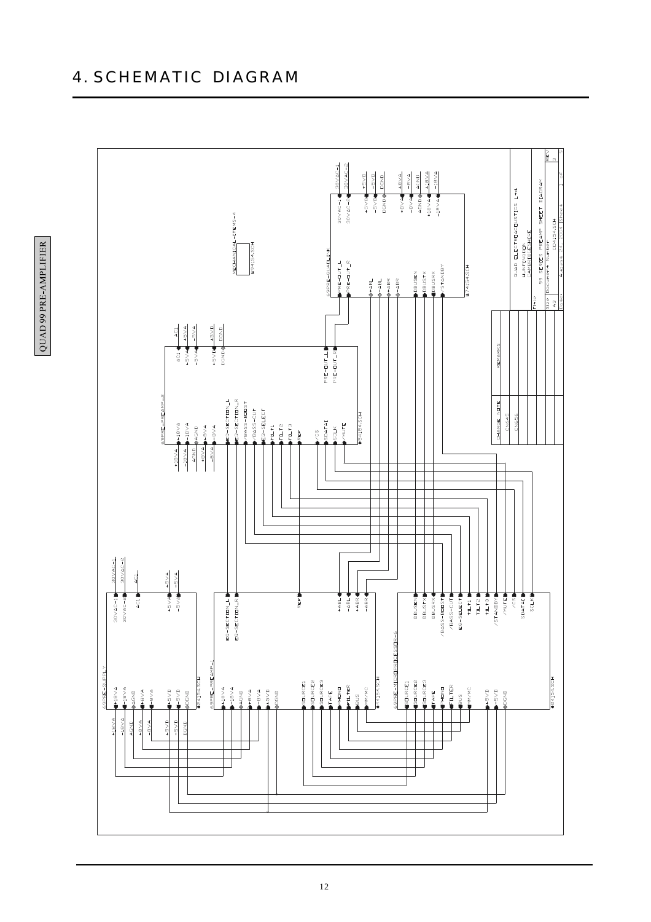# 4. SCHEMATIC DIAGRAM

QUAD 99 PRE-AMPLIFIER

69PRE-SUPPLY
#84154.SCH

69PRE-PREAMP-1
#24154.SCH

69PRE-PREAMP-2
#34154.SCH

69PRE-MICROPROCESSOR-6
#84154.SCH

69PRE-OUTLINK
#74154.SCH

MECHANICAL-ITEMS-4
#94154.SCH

| CHANGE NOTE | REMARKS |
|---|---|
| CN648 | |
| CN858 | |

QUAD ELECTROACOUSTICS Ltd.
HUNTINGDON
CAMBRIDGESHIRE

| Title | 99 SERIES PREAMP SHEET DIAGRAM | | REV |
|---|---|---|---|
| Size | Document Number | CD4154.SCH | 3 |
| A3 | | | |
| Date: | August 24, 2004 | Sheet 1 of 9 | |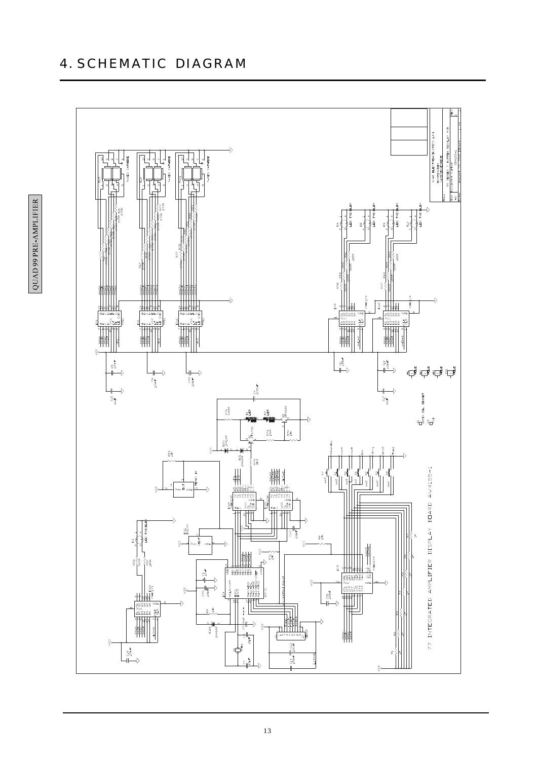# 4. SCHEMATIC DIAGRAM

77 INTEGRATED AMPLIFIER DISPLAY BOARD AW4155-1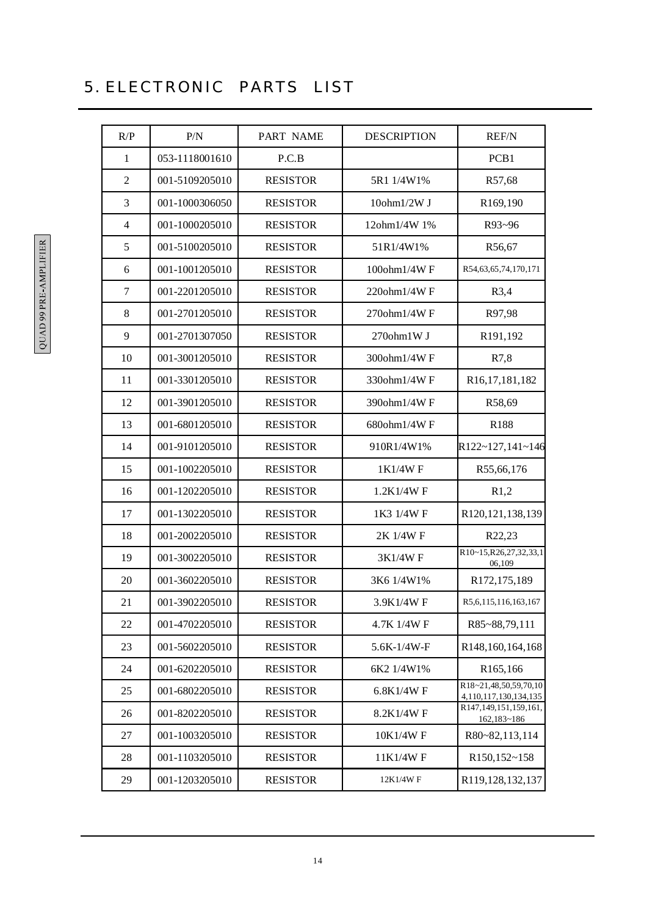# 5. ELECTRONIC PARTS LIST

| R/P | P/N | PART NAME | DESCRIPTION | REF/N |
|---|---|---|---|---|
| 1 | 053-1118001610 | P.C.B | | PCB1 |
| 2 | 001-5109205010 | RESISTOR | 5R1 1/4W1% | R57,68 |
| 3 | 001-1000306050 | RESISTOR | 10ohm1/2W J | R169,190 |
| 4 | 001-1000205010 | RESISTOR | 12ohm1/4W 1% | R93~96 |
| 5 | 001-5100205010 | RESISTOR | 51R1/4W1% | R56,67 |
| 6 | 001-1001205010 | RESISTOR | 100ohm1/4W F | R54,63,65,74,170,171 |
| 7 | 001-2201205010 | RESISTOR | 220ohm1/4W F | R3,4 |
| 8 | 001-2701205010 | RESISTOR | 270ohm1/4W F | R97,98 |
| 9 | 001-2701307050 | RESISTOR | 270ohm1W J | R191,192 |
| 10 | 001-3001205010 | RESISTOR | 300ohm1/4W F | R7,8 |
| 11 | 001-3301205010 | RESISTOR | 330ohm1/4W F | R16,17,181,182 |
| 12 | 001-3901205010 | RESISTOR | 390ohm1/4W F | R58,69 |
| 13 | 001-6801205010 | RESISTOR | 680ohm1/4W F | R188 |
| 14 | 001-9101205010 | RESISTOR | 910R1/4W1% | R122~127,141~146 |
| 15 | 001-1002205010 | RESISTOR | 1K1/4W F | R55,66,176 |
| 16 | 001-1202205010 | RESISTOR | 1.2K1/4W F | R1,2 |
| 17 | 001-1302205010 | RESISTOR | 1K3 1/4W F | R120,121,138,139 |
| 18 | 001-2002205010 | RESISTOR | 2K 1/4W F | R22,23 |
| 19 | 001-3002205010 | RESISTOR | 3K1/4W F | R10~15,R26,27,32,33,106,109 |
| 20 | 001-3602205010 | RESISTOR | 3K6 1/4W1% | R172,175,189 |
| 21 | 001-3902205010 | RESISTOR | 3.9K1/4W F | R5,6,115,116,163,167 |
| 22 | 001-4702205010 | RESISTOR | 4.7K 1/4W F | R85~88,79,111 |
| 23 | 001-5602205010 | RESISTOR | 5.6K-1/4W-F | R148,160,164,168 |
| 24 | 001-6202205010 | RESISTOR | 6K2 1/4W1% | R165,166 |
| 25 | 001-6802205010 | RESISTOR | 6.8K1/4W F | R18~21,48,50,59,70,104,110,117,130,134,135 |
| 26 | 001-8202205010 | RESISTOR | 8.2K1/4W F | R147,149,151,159,161,162,183~186 |
| 27 | 001-1003205010 | RESISTOR | 10K1/4W F | R80~82,113,114 |
| 28 | 001-1103205010 | RESISTOR | 11K1/4W F | R150,152~158 |
| 29 | 001-1203205010 | RESISTOR | 12K1/4W F | R119,128,132,137 |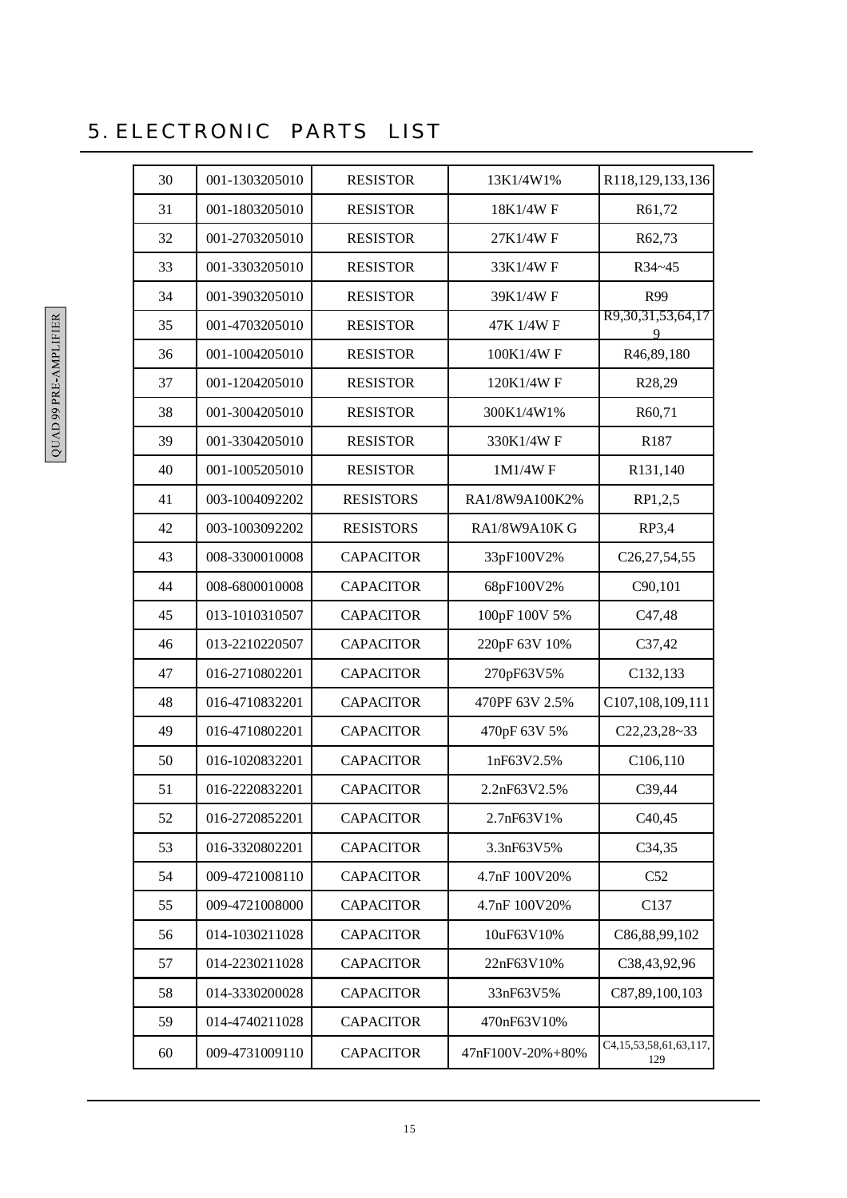# 5. ELECTRONIC PARTS LIST

| | | | | |
|---|---|---|---|---|
| 30 | 001-1303205010 | RESISTOR | 13K1/4W1% | R118,129,133,136 |
| 31 | 001-1803205010 | RESISTOR | 18K1/4W F | R61,72 |
| 32 | 001-2703205010 | RESISTOR | 27K1/4W F | R62,73 |
| 33 | 001-3303205010 | RESISTOR | 33K1/4W F | R34~45 |
| 34 | 001-3903205010 | RESISTOR | 39K1/4W F | R99 |
| 35 | 001-4703205010 | RESISTOR | 47K 1/4W F | R9,30,31,53,64,179 |
| 36 | 001-1004205010 | RESISTOR | 100K1/4W F | R46,89,180 |
| 37 | 001-1204205010 | RESISTOR | 120K1/4W F | R28,29 |
| 38 | 001-3004205010 | RESISTOR | 300K1/4W1% | R60,71 |
| 39 | 001-3304205010 | RESISTOR | 330K1/4W F | R187 |
| 40 | 001-1005205010 | RESISTOR | 1M1/4W F | R131,140 |
| 41 | 003-1004092202 | RESISTORS | RA1/8W9A100K2% | RP1,2,5 |
| 42 | 003-1003092202 | RESISTORS | RA1/8W9A10K G | RP3,4 |
| 43 | 008-3300010008 | CAPACITOR | 33pF100V2% | C26,27,54,55 |
| 44 | 008-6800010008 | CAPACITOR | 68pF100V2% | C90,101 |
| 45 | 013-1010310507 | CAPACITOR | 100pF 100V 5% | C47,48 |
| 46 | 013-2210220507 | CAPACITOR | 220pF 63V 10% | C37,42 |
| 47 | 016-2710802201 | CAPACITOR | 270pF63V5% | C132,133 |
| 48 | 016-4710832201 | CAPACITOR | 470PF 63V 2.5% | C107,108,109,111 |
| 49 | 016-4710802201 | CAPACITOR | 470pF 63V 5% | C22,23,28~33 |
| 50 | 016-1020832201 | CAPACITOR | 1nF63V2.5% | C106,110 |
| 51 | 016-2220832201 | CAPACITOR | 2.2nF63V2.5% | C39,44 |
| 52 | 016-2720852201 | CAPACITOR | 2.7nF63V1% | C40,45 |
| 53 | 016-3320802201 | CAPACITOR | 3.3nF63V5% | C34,35 |
| 54 | 009-4721008110 | CAPACITOR | 4.7nF 100V20% | C52 |
| 55 | 009-4721008000 | CAPACITOR | 4.7nF 100V20% | C137 |
| 56 | 014-1030211028 | CAPACITOR | 10uF63V10% | C86,88,99,102 |
| 57 | 014-2230211028 | CAPACITOR | 22nF63V10% | C38,43,92,96 |
| 58 | 014-3330200028 | CAPACITOR | 33nF63V5% | C87,89,100,103 |
| 59 | 014-4740211028 | CAPACITOR | 470nF63V10% | |
| 60 | 009-4731009110 | CAPACITOR | 47nF100V-20%+80% | C4,15,53,58,61,63,117,129 |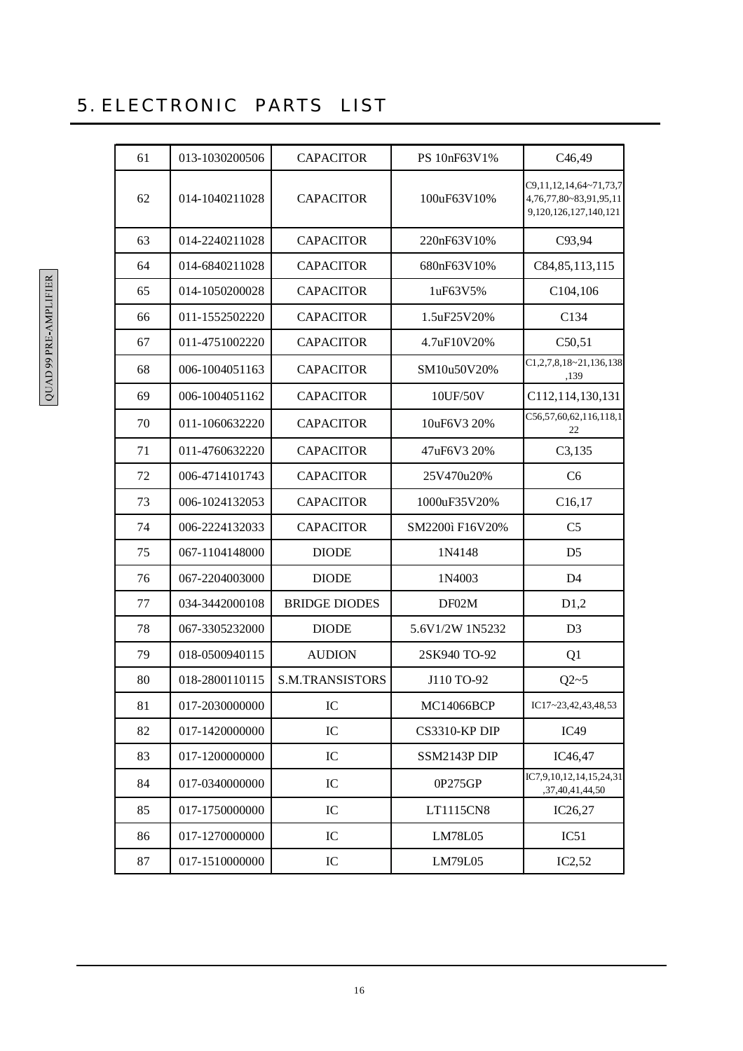# 5. ELECTRONIC PARTS LIST

| 61 | 013-1030200506 | CAPACITOR | PS 10nF63V1% | C46,49 |
|---|---|---|---|---|
| 62 | 014-1040211028 | CAPACITOR | 100uF63V10% | C9,11,12,14,64~71,73,74,76,77,80~83,91,95,119,120,126,127,140,121 |
| 63 | 014-2240211028 | CAPACITOR | 220nF63V10% | C93,94 |
| 64 | 014-6840211028 | CAPACITOR | 680nF63V10% | C84,85,113,115 |
| 65 | 014-1050200028 | CAPACITOR | 1uF63V5% | C104,106 |
| 66 | 011-1552502220 | CAPACITOR | 1.5uF25V20% | C134 |
| 67 | 011-4751002220 | CAPACITOR | 4.7uF10V20% | C50,51 |
| 68 | 006-1004051163 | CAPACITOR | SM10u50V20% | C1,2,7,8,18~21,136,138,139 |
| 69 | 006-1004051162 | CAPACITOR | 10UF/50V | C112,114,130,131 |
| 70 | 011-1060632220 | CAPACITOR | 10uF6V3 20% | C56,57,60,62,116,118,122 |
| 71 | 011-4760632220 | CAPACITOR | 47uF6V3 20% | C3,135 |
| 72 | 006-4714101743 | CAPACITOR | 25V470u20% | C6 |
| 73 | 006-1024132053 | CAPACITOR | 1000uF35V20% | C16,17 |
| 74 | 006-2224132033 | CAPACITOR | SM2200ì F16V20% | C5 |
| 75 | 067-1104148000 | DIODE | 1N4148 | D5 |
| 76 | 067-2204003000 | DIODE | 1N4003 | D4 |
| 77 | 034-3442000108 | BRIDGE DIODES | DF02M | D1,2 |
| 78 | 067-3305232000 | DIODE | 5.6V1/2W 1N5232 | D3 |
| 79 | 018-0500940115 | AUDION | 2SK940 TO-92 | Q1 |
| 80 | 018-2800110115 | S.M.TRANSISTORS | J110 TO-92 | Q2~5 |
| 81 | 017-2030000000 | IC | MC14066BCP | IC17~23,42,43,48,53 |
| 82 | 017-1420000000 | IC | CS3310-KP DIP | IC49 |
| 83 | 017-1200000000 | IC | SSM2143P DIP | IC46,47 |
| 84 | 017-0340000000 | IC | 0P275GP | IC7,9,10,12,14,15,24,31,37,40,41,44,50 |
| 85 | 017-1750000000 | IC | LT1115CN8 | IC26,27 |
| 86 | 017-1270000000 | IC | LM78L05 | IC51 |
| 87 | 017-1510000000 | IC | LM79L05 | IC2,52 |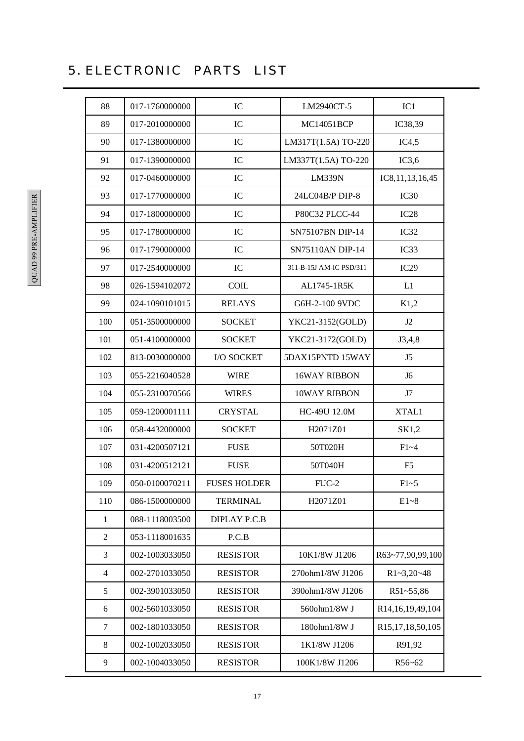# 5. ELECTRONIC PARTS LIST

| 88 | 017-1760000000 | IC | LM2940CT-5 | IC1 |
|---|---|---|---|---|
| 89 | 017-2010000000 | IC | MC14051BCP | IC38,39 |
| 90 | 017-1380000000 | IC | LM317T(1.5A) TO-220 | IC4,5 |
| 91 | 017-1390000000 | IC | LM337T(1.5A) TO-220 | IC3,6 |
| 92 | 017-0460000000 | IC | LM339N | IC8,11,13,16,45 |
| 93 | 017-1770000000 | IC | 24LC04B/P DIP-8 | IC30 |
| 94 | 017-1800000000 | IC | P80C32 PLCC-44 | IC28 |
| 95 | 017-1780000000 | IC | SN75107BN DIP-14 | IC32 |
| 96 | 017-1790000000 | IC | SN75110AN DIP-14 | IC33 |
| 97 | 017-2540000000 | IC | 311-B-15J AM-IC PSD/311 | IC29 |
| 98 | 026-1594102072 | COIL | AL1745-1R5K | L1 |
| 99 | 024-1090101015 | RELAYS | G6H-2-100 9VDC | K1,2 |
| 100 | 051-3500000000 | SOCKET | YKC21-3152(GOLD) | J2 |
| 101 | 051-4100000000 | SOCKET | YKC21-3172(GOLD) | J3,4,8 |
| 102 | 813-0030000000 | I/O SOCKET | 5DAX15PNTD 15WAY | J5 |
| 103 | 055-2216040528 | WIRE | 16WAY RIBBON | J6 |
| 104 | 055-2310070566 | WIRES | 10WAY RIBBON | J7 |
| 105 | 059-1200001111 | CRYSTAL | HC-49U 12.0M | XTAL1 |
| 106 | 058-4432000000 | SOCKET | H2071Z01 | SK1,2 |
| 107 | 031-4200507121 | FUSE | 50T020H | F1~4 |
| 108 | 031-4200512121 | FUSE | 50T040H | F5 |
| 109 | 050-0100070211 | FUSES HOLDER | FUC-2 | F1~5 |
| 110 | 086-1500000000 | TERMINAL | H2071Z01 | E1~8 |
| 1 | 088-1118003500 | DIPLAY P.C.B | | |
| 2 | 053-1118001635 | P.C.B | | |
| 3 | 002-1003033050 | RESISTOR | 10K1/8W J1206 | R63~77,90,99,100 |
| 4 | 002-2701033050 | RESISTOR | 270ohm1/8W J1206 | R1~3,20~48 |
| 5 | 002-3901033050 | RESISTOR | 390ohm1/8W J1206 | R51~55,86 |
| 6 | 002-5601033050 | RESISTOR | 560ohm1/8W J | R14,16,19,49,104 |
| 7 | 002-1801033050 | RESISTOR | 180ohm1/8W J | R15,17,18,50,105 |
| 8 | 002-1002033050 | RESISTOR | 1K1/8W J1206 | R91,92 |
| 9 | 002-1004033050 | RESISTOR | 100K1/8W J1206 | R56~62 |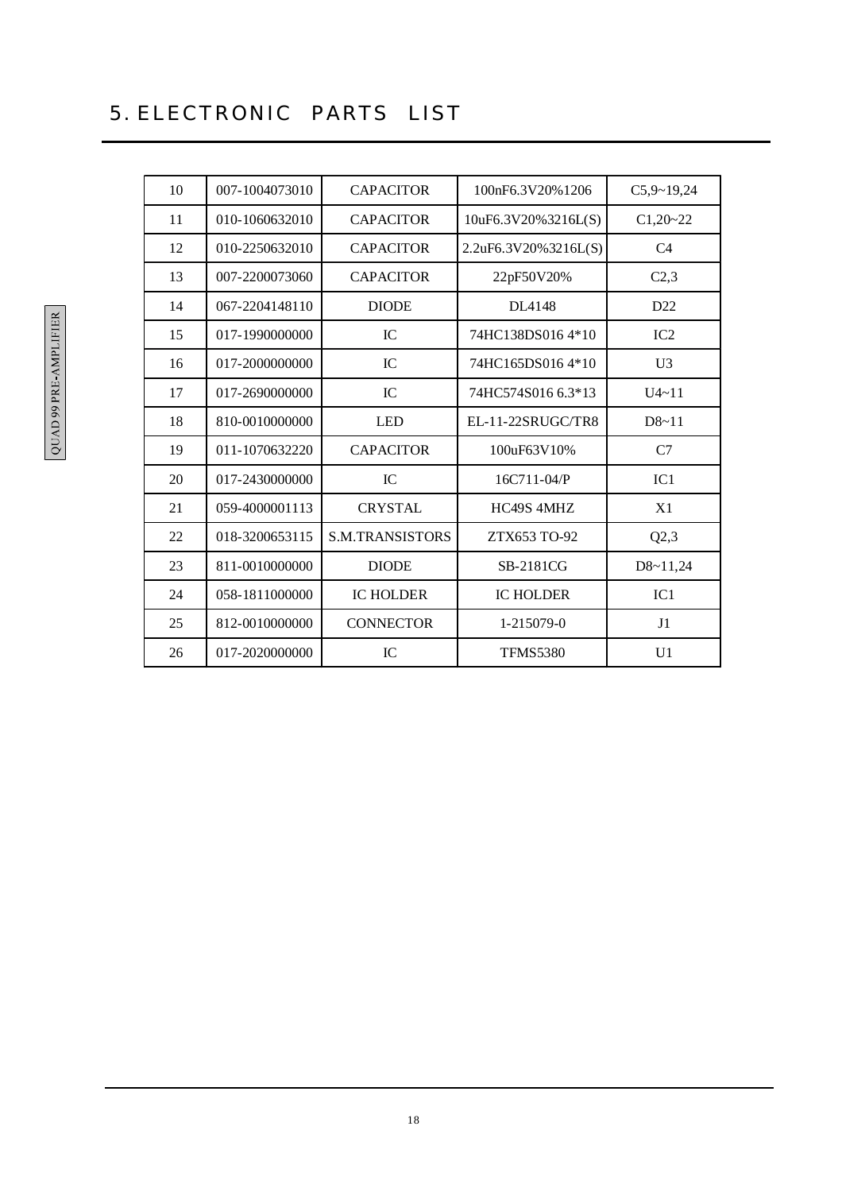# 5. ELECTRONIC PARTS LIST

| | | | | |
|---|---|---|---|---|
| 10 | 007-1004073010 | CAPACITOR | 100nF6.3V20%1206 | C5,9~19,24 |
| 11 | 010-1060632010 | CAPACITOR | 10uF6.3V20%3216L(S) | C1,20~22 |
| 12 | 010-2250632010 | CAPACITOR | 2.2uF6.3V20%3216L(S) | C4 |
| 13 | 007-2200073060 | CAPACITOR | 22pF50V20% | C2,3 |
| 14 | 067-2204148110 | DIODE | DL4148 | D22 |
| 15 | 017-1990000000 | IC | 74HC138DS016 4*10 | IC2 |
| 16 | 017-2000000000 | IC | 74HC165DS016 4*10 | U3 |
| 17 | 017-2690000000 | IC | 74HC574S016 6.3*13 | U4~11 |
| 18 | 810-0010000000 | LED | EL-11-22SRUGC/TR8 | D8~11 |
| 19 | 011-1070632220 | CAPACITOR | 100uF63V10% | C7 |
| 20 | 017-2430000000 | IC | 16C711-04/P | IC1 |
| 21 | 059-4000001113 | CRYSTAL | HC49S 4MHZ | X1 |
| 22 | 018-3200653115 | S.M.TRANSISTORS | ZTX653 TO-92 | Q2,3 |
| 23 | 811-0010000000 | DIODE | SB-2181CG | D8~11,24 |
| 24 | 058-1811000000 | IC HOLDER | IC HOLDER | IC1 |
| 25 | 812-0010000000 | CONNECTOR | 1-215079-0 | J1 |
| 26 | 017-2020000000 | IC | TFMS5380 | U1 |